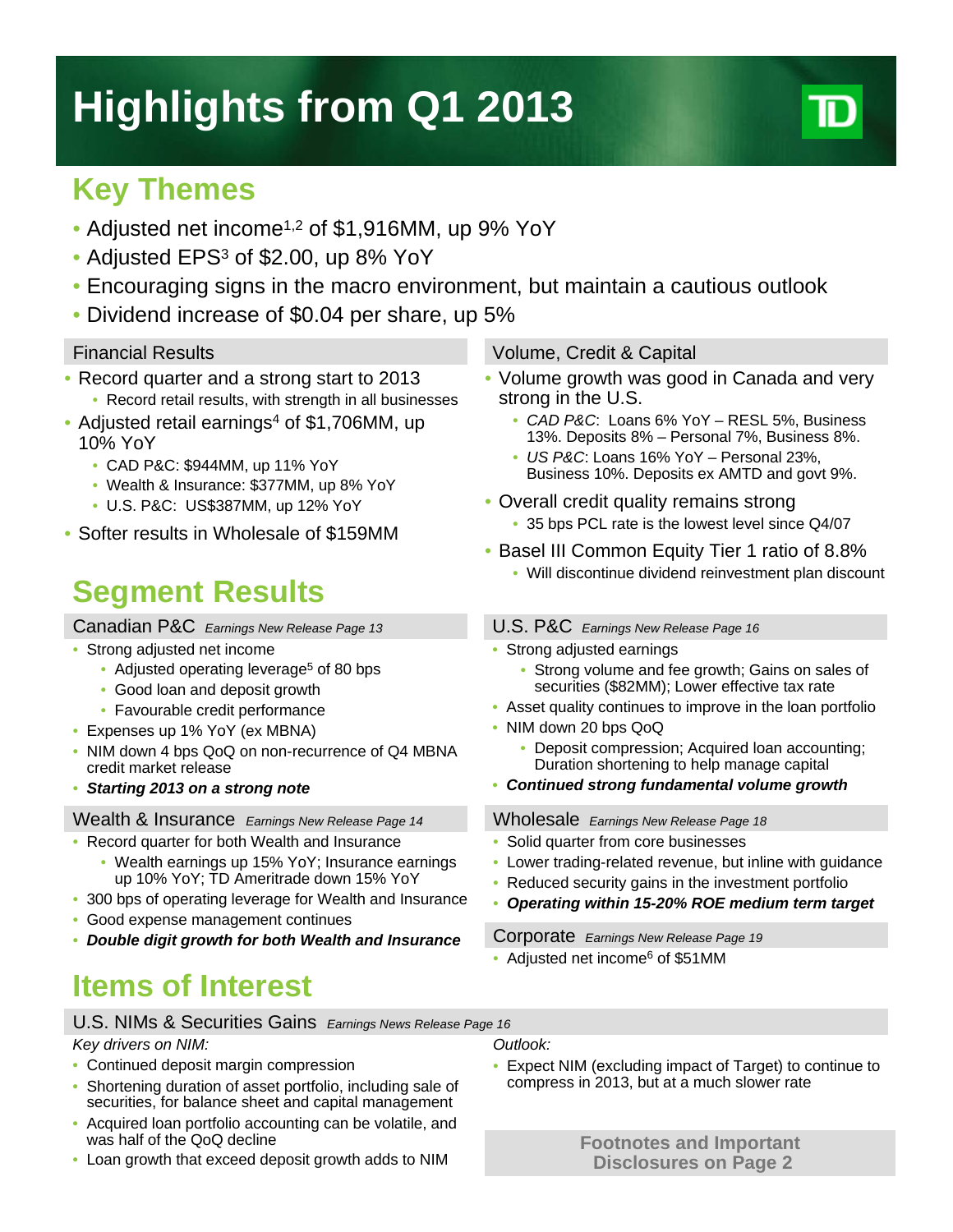# Highlights from Q1 2013

## Key Themes

- Adjusted net income[1,2] of $1,916MM, up 9% YoY
- Adjusted EPS[3] of $2.00, up 8% YoY
- Encouraging signs in the macro environment, but maintain a cautious outlook
- Dividend increase of $0.04 per share, up 5%

### Financial Results

- Record quarter and a strong start to 2013
  - Record retail results, with strength in all businesses
- Adjusted retail earnings[4] of $1,706MM, up 10% YoY
  - CAD P&C: $944MM, up 11% YoY
  - Wealth & Insurance: $377MM, up 8% YoY
  - U.S. P&C: US$387MM, up 12% YoY
- Softer results in Wholesale of $159MM

### Volume, Credit & Capital

- Volume growth was good in Canada and very strong in the U.S.
  - *CAD P&C*: Loans 6% YoY – RESL 5%, Business 13%. Deposits 8% – Personal 7%, Business 8%.
  - *US P&C*: Loans 16% YoY – Personal 23%, Business 10%. Deposits ex AMTD and govt 9%.
- Overall credit quality remains strong
  - 35 bps PCL rate is the lowest level since Q4/07
- Basel III Common Equity Tier 1 ratio of 8.8%
  - Will discontinue dividend reinvestment plan discount

## Segment Results

### Canadian P&C *Earnings New Release Page 13*

- Strong adjusted net income
  - Adjusted operating leverage[5] of 80 bps
  - Good loan and deposit growth
  - Favourable credit performance
- Expenses up 1% YoY (ex MBNA)
- NIM down 4 bps QoQ on non-recurrence of Q4 MBNA credit market release
- ***Starting 2013 on a strong note***

### Wealth & Insurance *Earnings New Release Page 14*

- Record quarter for both Wealth and Insurance
  - Wealth earnings up 15% YoY; Insurance earnings up 10% YoY; TD Ameritrade down 15% YoY
- 300 bps of operating leverage for Wealth and Insurance
- Good expense management continues
- ***Double digit growth for both Wealth and Insurance***

### U.S. P&C *Earnings New Release Page 16*

- Strong adjusted earnings
  - Strong volume and fee growth; Gains on sales of securities ($82MM); Lower effective tax rate
- Asset quality continues to improve in the loan portfolio
- NIM down 20 bps QoQ
  - Deposit compression; Acquired loan accounting; Duration shortening to help manage capital
- ***Continued strong fundamental volume growth***

### Wholesale *Earnings New Release Page 18*

- Solid quarter from core businesses
- Lower trading-related revenue, but inline with guidance
- Reduced security gains in the investment portfolio
- ***Operating within 15-20% ROE medium term target***

### Corporate *Earnings New Release Page 19*

- Adjusted net income[6] of $51MM

## Items of Interest

### U.S. NIMs & Securities Gains *Earnings News Release Page 16*

*Key drivers on NIM:*

- Continued deposit margin compression
- Shortening duration of asset portfolio, including sale of securities, for balance sheet and capital management
- Acquired loan portfolio accounting can be volatile, and was half of the QoQ decline
- Loan growth that exceed deposit growth adds to NIM

*Outlook:*

- Expect NIM (excluding impact of Target) to continue to compress in 2013, but at a much slower rate

**Footnotes and Important Disclosures on Page 2**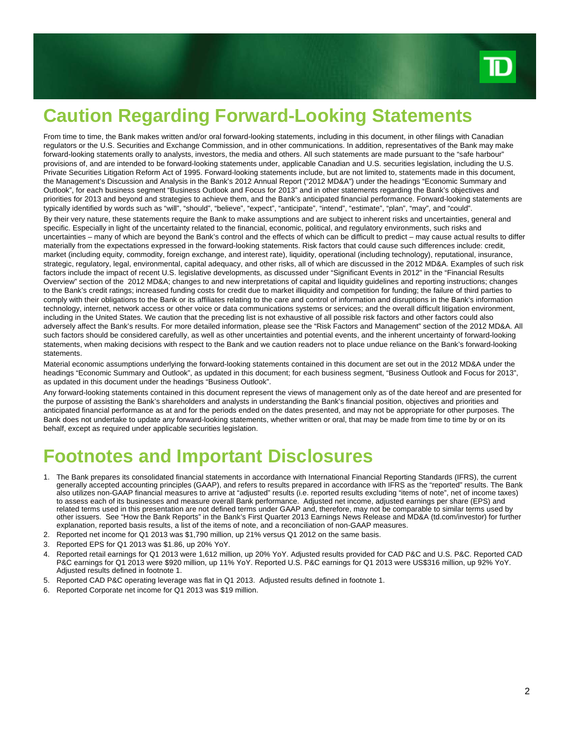# Caution Regarding Forward-Looking Statements

From time to time, the Bank makes written and/or oral forward-looking statements, including in this document, in other filings with Canadian regulators or the U.S. Securities and Exchange Commission, and in other communications. In addition, representatives of the Bank may make forward-looking statements orally to analysts, investors, the media and others. All such statements are made pursuant to the "safe harbour" provisions of, and are intended to be forward-looking statements under, applicable Canadian and U.S. securities legislation, including the U.S. Private Securities Litigation Reform Act of 1995. Forward-looking statements include, but are not limited to, statements made in this document, the Management's Discussion and Analysis in the Bank's 2012 Annual Report ("2012 MD&A") under the headings "Economic Summary and Outlook", for each business segment "Business Outlook and Focus for 2013" and in other statements regarding the Bank's objectives and priorities for 2013 and beyond and strategies to achieve them, and the Bank's anticipated financial performance. Forward-looking statements are typically identified by words such as "will", "should", "believe", "expect", "anticipate", "intend", "estimate", "plan", "may", and "could".

By their very nature, these statements require the Bank to make assumptions and are subject to inherent risks and uncertainties, general and specific. Especially in light of the uncertainty related to the financial, economic, political, and regulatory environments, such risks and uncertainties – many of which are beyond the Bank's control and the effects of which can be difficult to predict – may cause actual results to differ materially from the expectations expressed in the forward-looking statements. Risk factors that could cause such differences include: credit, market (including equity, commodity, foreign exchange, and interest rate), liquidity, operational (including technology), reputational, insurance, strategic, regulatory, legal, environmental, capital adequacy, and other risks, all of which are discussed in the 2012 MD&A. Examples of such risk factors include the impact of recent U.S. legislative developments, as discussed under "Significant Events in 2012" in the "Financial Results Overview" section of the 2012 MD&A; changes to and new interpretations of capital and liquidity guidelines and reporting instructions; changes to the Bank's credit ratings; increased funding costs for credit due to market illiquidity and competition for funding; the failure of third parties to comply with their obligations to the Bank or its affiliates relating to the care and control of information and disruptions in the Bank's information technology, internet, network access or other voice or data communications systems or services; and the overall difficult litigation environment, including in the United States. We caution that the preceding list is not exhaustive of all possible risk factors and other factors could also adversely affect the Bank's results. For more detailed information, please see the "Risk Factors and Management" section of the 2012 MD&A. All such factors should be considered carefully, as well as other uncertainties and potential events, and the inherent uncertainty of forward-looking statements, when making decisions with respect to the Bank and we caution readers not to place undue reliance on the Bank's forward-looking statements.

Material economic assumptions underlying the forward-looking statements contained in this document are set out in the 2012 MD&A under the headings "Economic Summary and Outlook", as updated in this document; for each business segment, "Business Outlook and Focus for 2013", as updated in this document under the headings "Business Outlook".

Any forward-looking statements contained in this document represent the views of management only as of the date hereof and are presented for the purpose of assisting the Bank's shareholders and analysts in understanding the Bank's financial position, objectives and priorities and anticipated financial performance as at and for the periods ended on the dates presented, and may not be appropriate for other purposes. The Bank does not undertake to update any forward-looking statements, whether written or oral, that may be made from time to time by or on its behalf, except as required under applicable securities legislation.

# Footnotes and Important Disclosures

1. The Bank prepares its consolidated financial statements in accordance with International Financial Reporting Standards (IFRS), the current generally accepted accounting principles (GAAP), and refers to results prepared in accordance with IFRS as the "reported" results. The Bank also utilizes non-GAAP financial measures to arrive at "adjusted" results (i.e. reported results excluding "items of note", net of income taxes) to assess each of its businesses and measure overall Bank performance. Adjusted net income, adjusted earnings per share (EPS) and related terms used in this presentation are not defined terms under GAAP and, therefore, may not be comparable to similar terms used by other issuers. See "How the Bank Reports" in the Bank's First Quarter 2013 Earnings News Release and MD&A (td.com/investor) for further explanation, reported basis results, a list of the items of note, and a reconciliation of non-GAAP measures.
2. Reported net income for Q1 2013 was $1,790 million, up 21% versus Q1 2012 on the same basis.
3. Reported EPS for Q1 2013 was $1.86, up 20% YoY.
4. Reported retail earnings for Q1 2013 were 1,612 million, up 20% YoY. Adjusted results provided for CAD P&C and U.S. P&C. Reported CAD P&C earnings for Q1 2013 were $920 million, up 11% YoY. Reported U.S. P&C earnings for Q1 2013 were US$316 million, up 92% YoY. Adjusted results defined in footnote 1.
5. Reported CAD P&C operating leverage was flat in Q1 2013. Adjusted results defined in footnote 1.
6. Reported Corporate net income for Q1 2013 was $19 million.